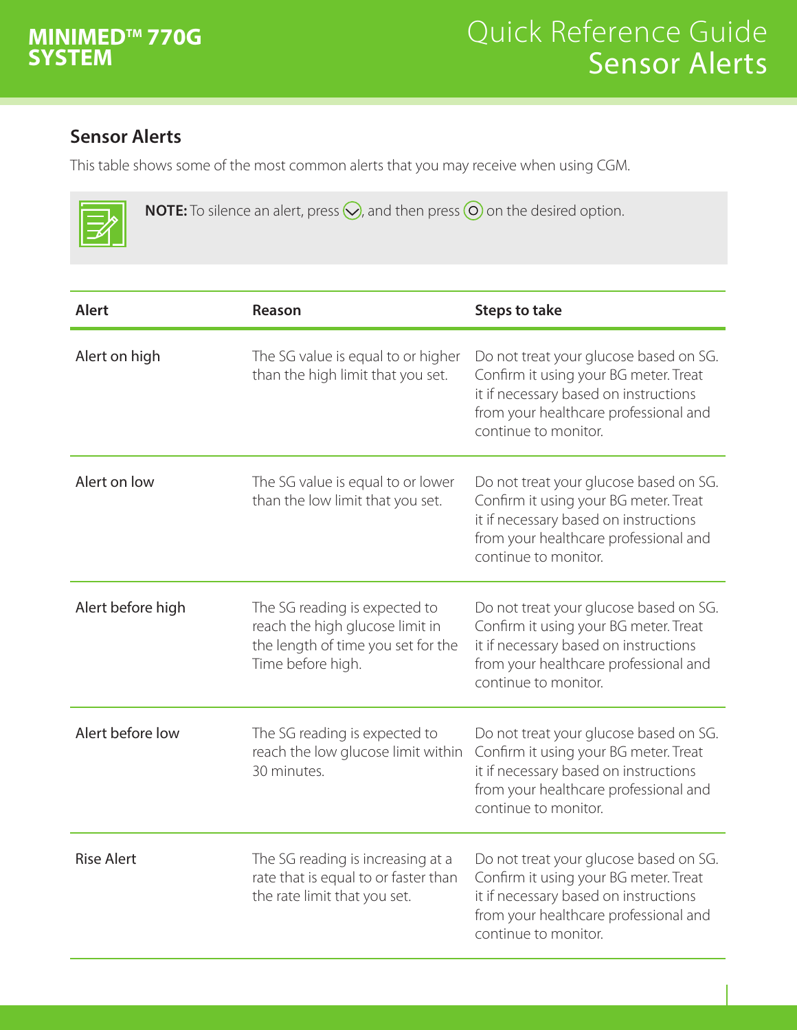# MINIMED™ 770G SYSTEM

# Quick Reference Guide
## Sensor Alerts

### Sensor Alerts

This table shows some of the most common alerts that you may receive when using CGM.

**NOTE:** To silence an alert, press ⌄, and then press ○ on the desired option.

| Alert | Reason | Steps to take |
|---|---|---|
| Alert on high | The SG value is equal to or higher than the high limit that you set. | Do not treat your glucose based on SG. Confirm it using your BG meter. Treat it if necessary based on instructions from your healthcare professional and continue to monitor. |
| Alert on low | The SG value is equal to or lower than the low limit that you set. | Do not treat your glucose based on SG. Confirm it using your BG meter. Treat it if necessary based on instructions from your healthcare professional and continue to monitor. |
| Alert before high | The SG reading is expected to reach the high glucose limit in the length of time you set for the Time before high. | Do not treat your glucose based on SG. Confirm it using your BG meter. Treat it if necessary based on instructions from your healthcare professional and continue to monitor. |
| Alert before low | The SG reading is expected to reach the low glucose limit within 30 minutes. | Do not treat your glucose based on SG. Confirm it using your BG meter. Treat it if necessary based on instructions from your healthcare professional and continue to monitor. |
| Rise Alert | The SG reading is increasing at a rate that is equal to or faster than the rate limit that you set. | Do not treat your glucose based on SG. Confirm it using your BG meter. Treat it if necessary based on instructions from your healthcare professional and continue to monitor. |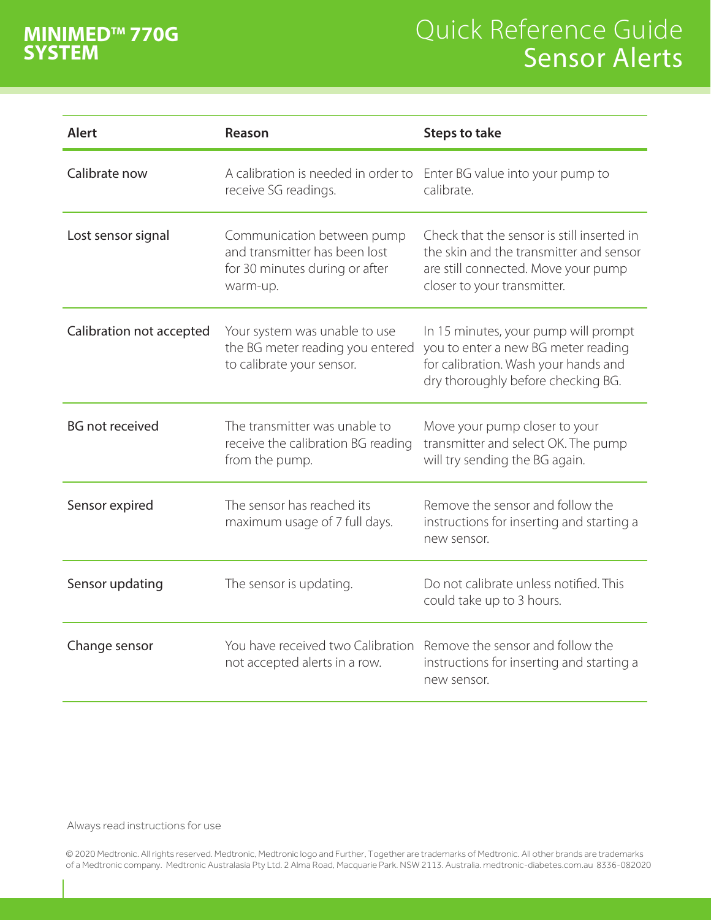# MINIMED™ 770G SYSTEM

## Quick Reference Guide
## Sensor Alerts

| Alert | Reason | Steps to take |
|---|---|---|
| Calibrate now | A calibration is needed in order to receive SG readings. | Enter BG value into your pump to calibrate. |
| Lost sensor signal | Communication between pump and transmitter has been lost for 30 minutes during or after warm-up. | Check that the sensor is still inserted in the skin and the transmitter and sensor are still connected. Move your pump closer to your transmitter. |
| Calibration not accepted | Your system was unable to use the BG meter reading you entered to calibrate your sensor. | In 15 minutes, your pump will prompt you to enter a new BG meter reading for calibration. Wash your hands and dry thoroughly before checking BG. |
| BG not received | The transmitter was unable to receive the calibration BG reading from the pump. | Move your pump closer to your transmitter and select OK. The pump will try sending the BG again. |
| Sensor expired | The sensor has reached its maximum usage of 7 full days. | Remove the sensor and follow the instructions for inserting and starting a new sensor. |
| Sensor updating | The sensor is updating. | Do not calibrate unless notified. This could take up to 3 hours. |
| Change sensor | You have received two Calibration not accepted alerts in a row. | Remove the sensor and follow the instructions for inserting and starting a new sensor. |

Always read instructions for use

© 2020 Medtronic. All rights reserved. Medtronic, Medtronic logo and Further, Together are trademarks of Medtronic. All other brands are trademarks of a Medtronic company. Medtronic Australasia Pty Ltd. 2 Alma Road, Macquarie Park. NSW 2113. Australia. medtronic-diabetes.com.au 8336-082020